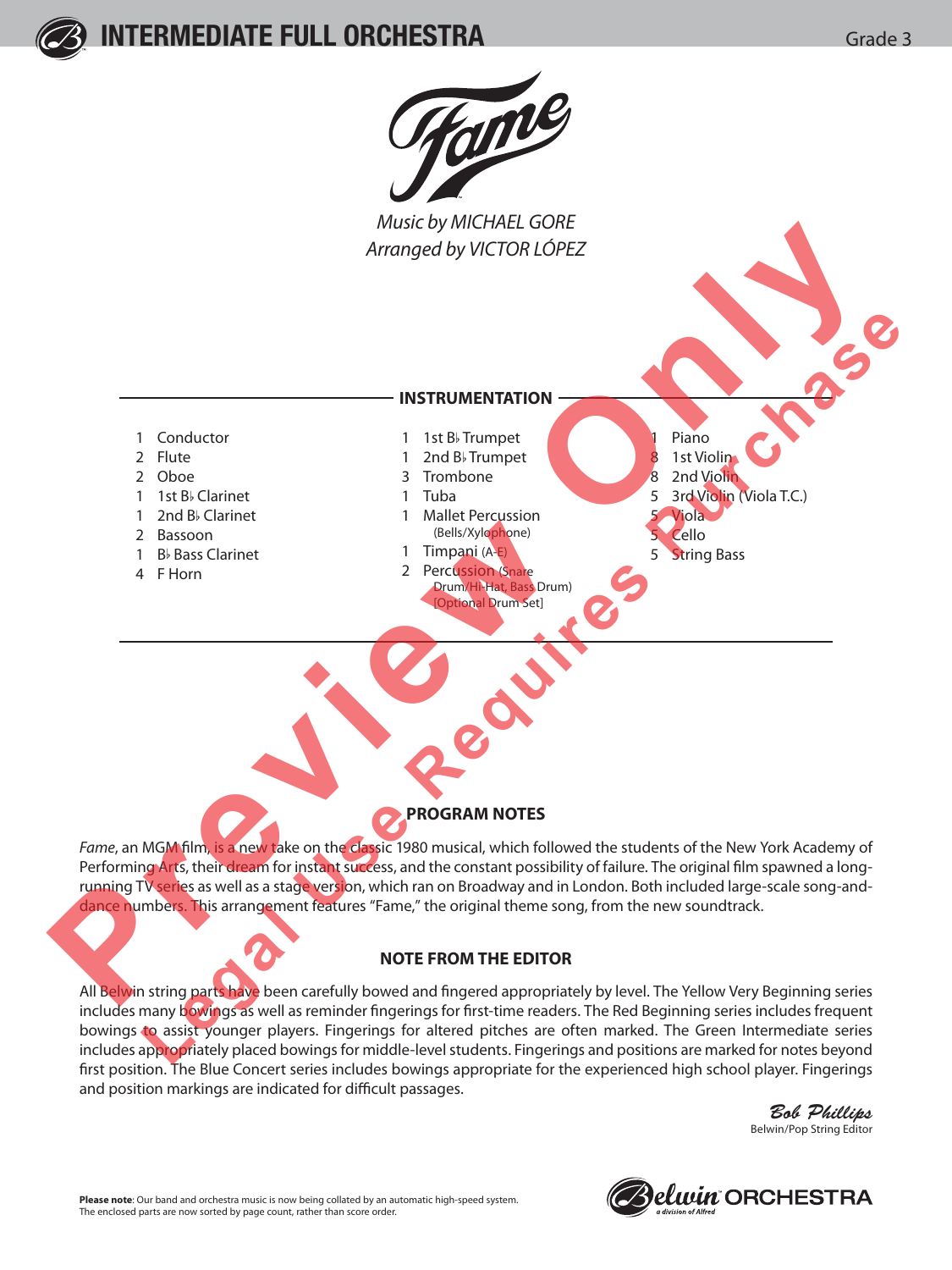# INTERMEDIATE FULL ORCHESTRA

Grade 3

# Fame

*Music by MICHAEL GORE*
*Arranged by VICTOR LÓPEZ*

## INSTRUMENTATION

- 1 Conductor
- 2 Flute
- 2 Oboe
- 1 1st B♭ Clarinet
- 1 2nd B♭ Clarinet
- 2 Bassoon
- 1 B♭ Bass Clarinet
- 4 F Horn
- 1 1st B♭ Trumpet
- 1 2nd B♭ Trumpet
- 3 Trombone
- 1 Tuba
- 1 Mallet Percussion (Bells/Xylophone)
- 1 Timpani (A-E)
- 2 Percussion (Snare Drum/Hi-Hat, Bass Drum) [Optional Drum Set]
- 1 Piano
- 8 1st Violin
- 8 2nd Violin
- 5 3rd Violin (Viola T.C.)
- 5 Viola
- 5 Cello
- 5 String Bass

## PROGRAM NOTES

*Fame*, an MGM film, is a new take on the classic 1980 musical, which followed the students of the New York Academy of Performing Arts, their dream for instant success, and the constant possibility of failure. The original film spawned a long-running TV series as well as a stage version, which ran on Broadway and in London. Both included large-scale song-and-dance numbers. This arrangement features "Fame," the original theme song, from the new soundtrack.

## NOTE FROM THE EDITOR

All Belwin string parts have been carefully bowed and fingered appropriately by level. The Yellow Very Beginning series includes many bowings as well as reminder fingerings for first-time readers. The Red Beginning series includes frequent bowings to assist younger players. Fingerings for altered pitches are often marked. The Green Intermediate series includes appropriately placed bowings for middle-level students. Fingerings and positions are marked for notes beyond first position. The Blue Concert series includes bowings appropriate for the experienced high school player. Fingerings and position markings are indicated for difficult passages.

*Bob Phillips*
Belwin/Pop String Editor

**Please note**: Our band and orchestra music is now being collated by an automatic high-speed system. The enclosed parts are now sorted by page count, rather than score order.

Belwin ORCHESTRA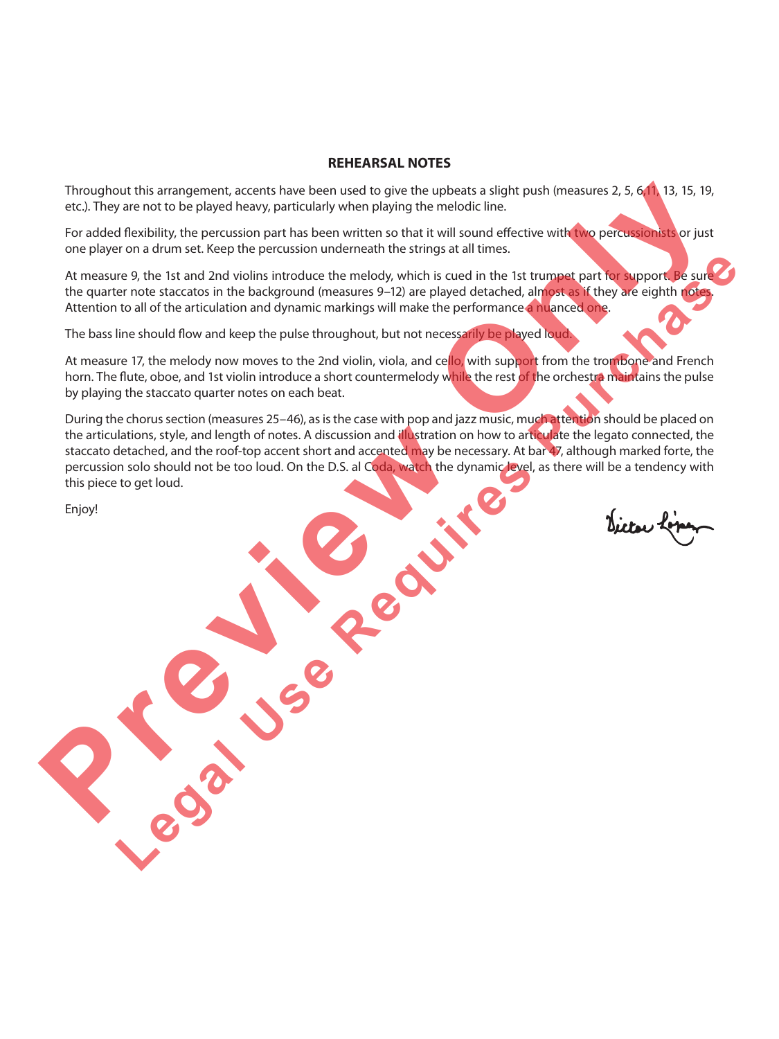## REHEARSAL NOTES

Throughout this arrangement, accents have been used to give the upbeats a slight push (measures 2, 5, 6, 11, 13, 15, 19, etc.). They are not to be played heavy, particularly when playing the melodic line.

For added flexibility, the percussion part has been written so that it will sound effective with two percussionists or just one player on a drum set. Keep the percussion underneath the strings at all times.

At measure 9, the 1st and 2nd violins introduce the melody, which is cued in the 1st trumpet part for support. Be sure the quarter note staccatos in the background (measures 9–12) are played detached, almost as if they are eighth notes. Attention to all of the articulation and dynamic markings will make the performance a nuanced one.

The bass line should flow and keep the pulse throughout, but not necessarily be played loud.

At measure 17, the melody now moves to the 2nd violin, viola, and cello, with support from the trombone and French horn. The flute, oboe, and 1st violin introduce a short countermelody while the rest of the orchestra maintains the pulse by playing the staccato quarter notes on each beat.

During the chorus section (measures 25–46), as is the case with pop and jazz music, much attention should be placed on the articulations, style, and length of notes. A discussion and illustration on how to articulate the legato connected, the staccato detached, and the roof-top accent short and accented may be necessary. At bar 47, although marked forte, the percussion solo should not be too loud. On the D.S. al Coda, watch the dynamic level, as there will be a tendency with this piece to get loud.

Enjoy!

Victor López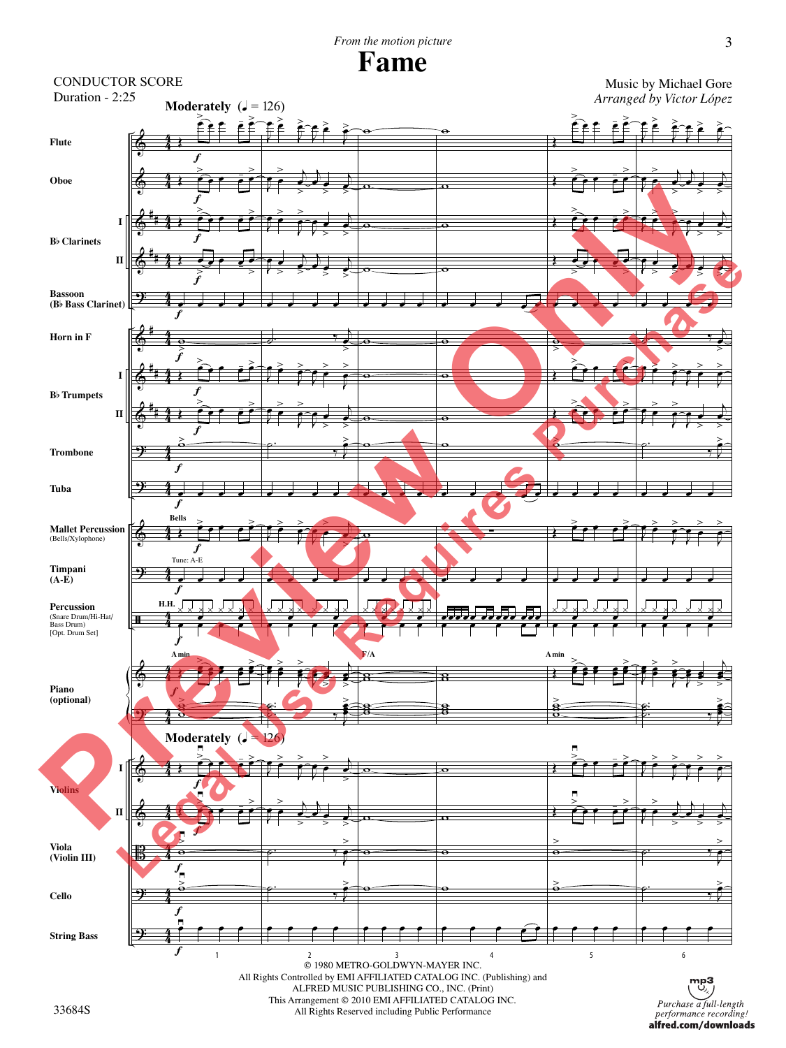*From the motion picture*

# Fame

CONDUCTOR SCORE
Duration - 2:25

Music by Michael Gore
*Arranged by Victor López*

**Moderately** (♩ = 126)

Flute
Oboe
B♭ Clarinets I, II
Bassoon (B♭ Bass Clarinet)
Horn in F
B♭ Trumpets I, II
Trombone
Tuba
Mallet Percussion (Bells/Xylophone) — Bells
Timpani (A-E) — Tune: A-E
Percussion (Snare Drum/Hi-Hat/Bass Drum) [Opt. Drum Set] — H.H.
Piano (optional) — A min, F/A, A min
Violins I, II
Viola (Violin III)
Cello
String Bass

© 1980 METRO-GOLDWYN-MAYER INC.
All Rights Controlled by EMI AFFILIATED CATALOG INC. (Publishing) and
ALFRED MUSIC PUBLISHING CO., INC. (Print)
This Arrangement © 2010 EMI AFFILIATED CATALOG INC.
All Rights Reserved including Public Performance

33684S

*Purchase a full-length performance recording!*
**alfred.com/downloads**

Preview Only
Legal Use Requires Purchase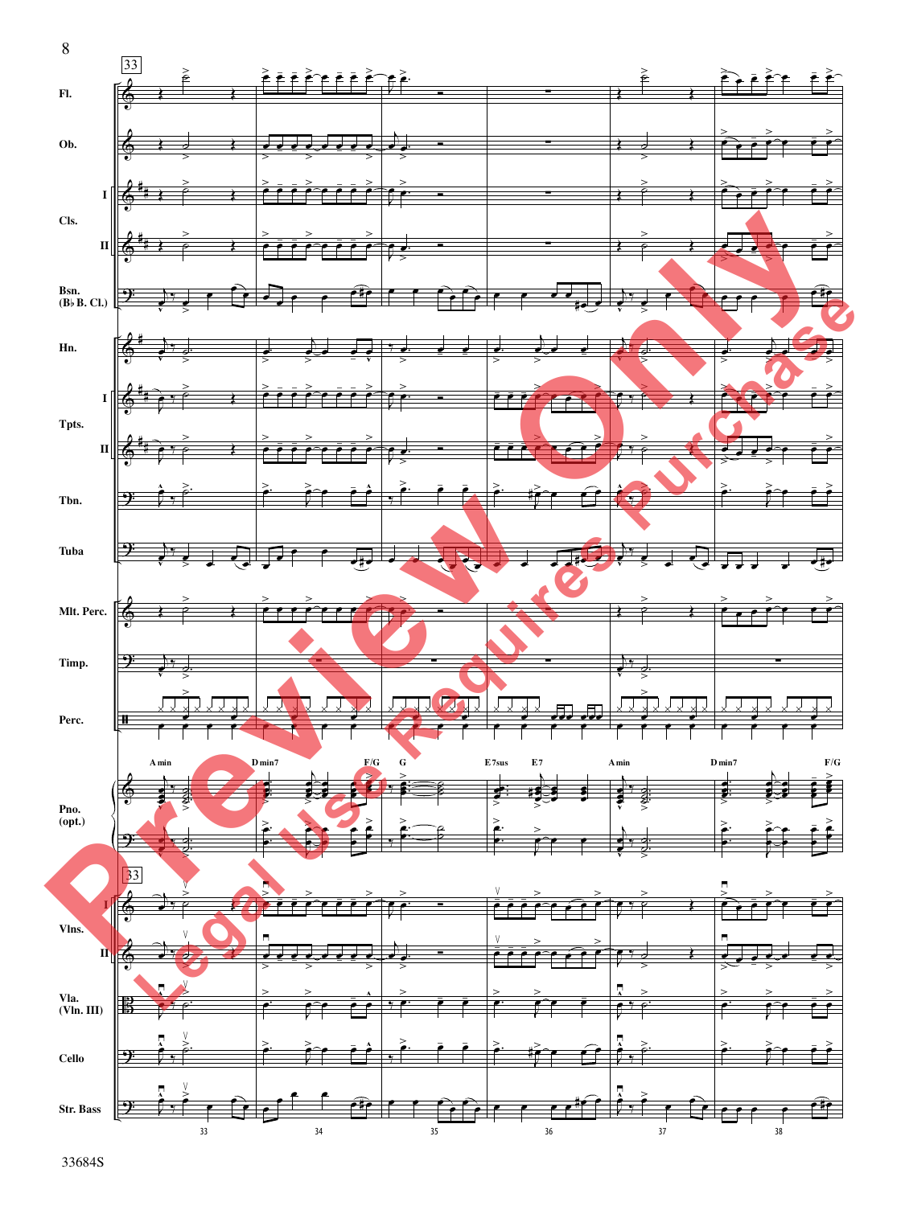33

Fl.

Ob.

Cls. I

Cls. II

Bsn. (B♭ B. Cl.)

Hn.

Tpts. I

Tpts. II

Tbn.

Tuba

Mlt. Perc.

Timp.

Perc.

A min D min7 F/G G E7sus E7 A min D min7 F/G

Pno. (opt.)

33

Vlns. I

Vlns. II

Vla. (Vln. III)

Cello

Str. Bass

33 34 35 36 37 38

33684S

Preview Only

Legal Use Requires Purchase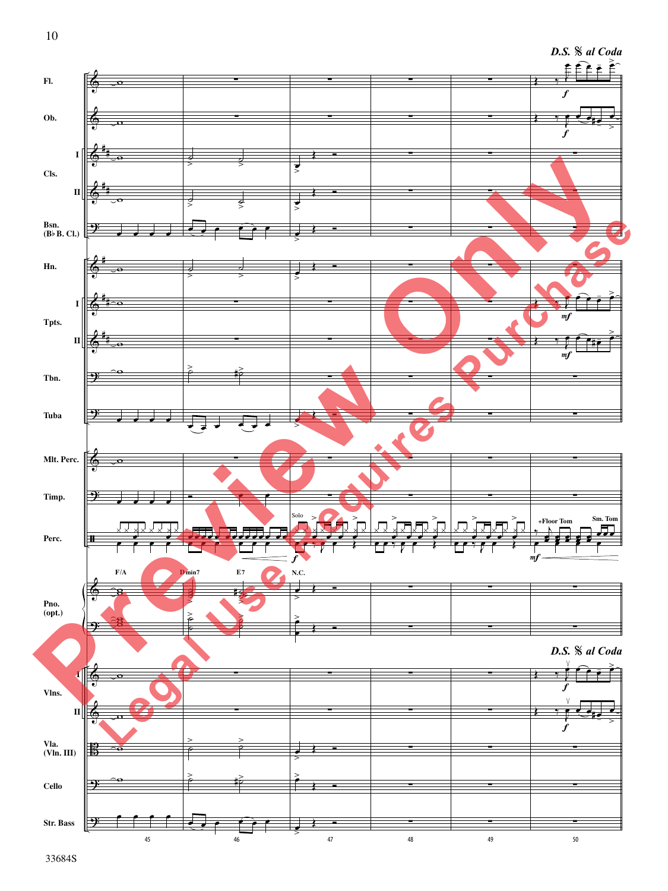**D.S. 𝄋 al Coda**

Fl.

Ob.

Cls. I

Cls. II

Bsn. (B♭ B. Cl.)

Hn.

Tpts. I

Tpts. II

Tbn.

Tuba

Mlt. Perc.

Timp.

Perc.

Solo

+Floor Tom

Sm. Tom

F/A D min7 E7 N.C.

Pno. (opt.)

**D.S. 𝄋 al Coda**

Vlns. I

Vlns. II

Vla. (Vln. III)

Cello

Str. Bass

45 46 47 48 49 50

33684S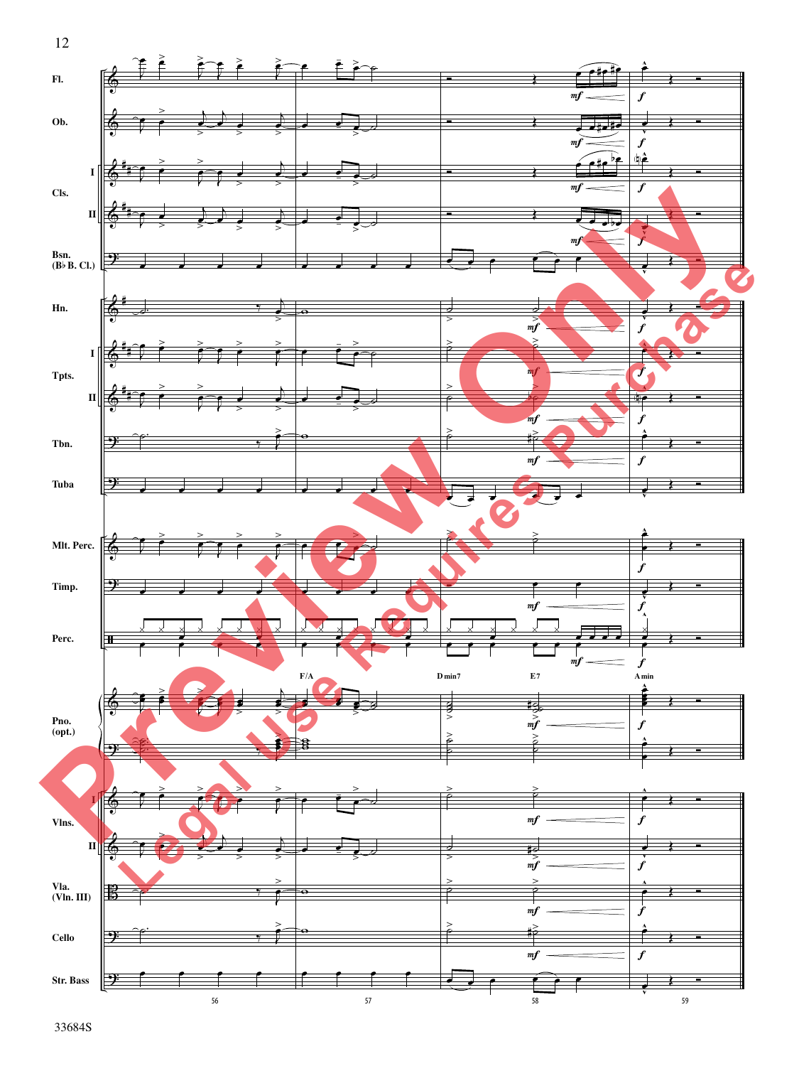Fl.

Ob.

Cls. I

Cls. II

Bsn. (B♭ B. Cl.)

Hn.

Tpts. I

Tpts. II

Tbn.

Tuba

Mlt. Perc.

Timp.

Perc.

Pno. (opt.)

F/A

D min7

E7

A min

Vlns. I

Vlns. II

Vla. (Vln. III)

Cello

Str. Bass

56

57

58

59

33684S

Preview Only

Legal Use Requires Purchase